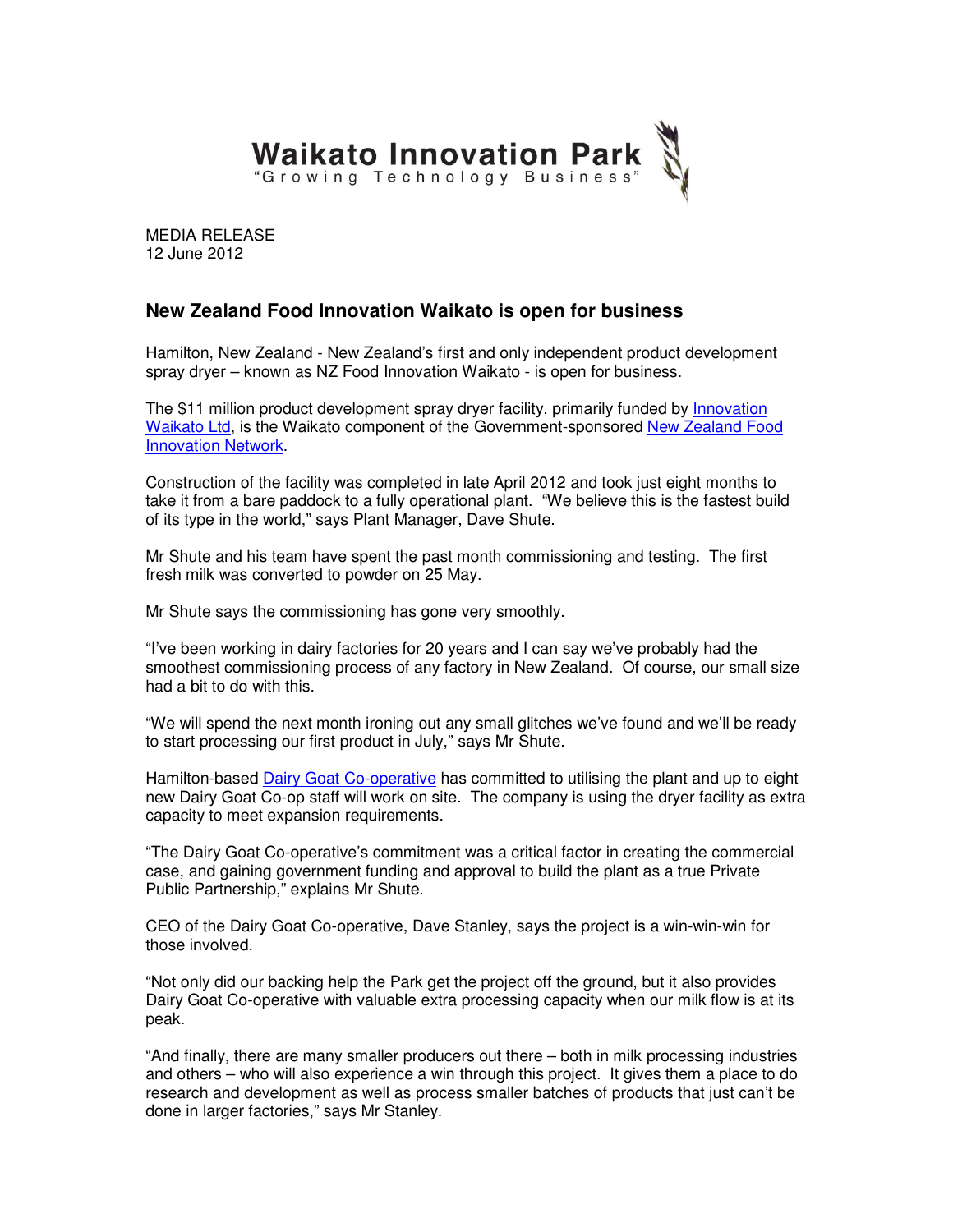**Waikato Innovation Park**
"Growing Technology Business"

MEDIA RELEASE
12 June 2012

## New Zealand Food Innovation Waikato is open for business

Hamilton, New Zealand - New Zealand's first and only independent product development spray dryer – known as NZ Food Innovation Waikato - is open for business.

The $11 million product development spray dryer facility, primarily funded by Innovation Waikato Ltd, is the Waikato component of the Government-sponsored New Zealand Food Innovation Network.

Construction of the facility was completed in late April 2012 and took just eight months to take it from a bare paddock to a fully operational plant. "We believe this is the fastest build of its type in the world," says Plant Manager, Dave Shute.

Mr Shute and his team have spent the past month commissioning and testing. The first fresh milk was converted to powder on 25 May.

Mr Shute says the commissioning has gone very smoothly.

"I've been working in dairy factories for 20 years and I can say we've probably had the smoothest commissioning process of any factory in New Zealand. Of course, our small size had a bit to do with this.

"We will spend the next month ironing out any small glitches we've found and we'll be ready to start processing our first product in July," says Mr Shute.

Hamilton-based Dairy Goat Co-operative has committed to utilising the plant and up to eight new Dairy Goat Co-op staff will work on site. The company is using the dryer facility as extra capacity to meet expansion requirements.

"The Dairy Goat Co-operative's commitment was a critical factor in creating the commercial case, and gaining government funding and approval to build the plant as a true Private Public Partnership," explains Mr Shute.

CEO of the Dairy Goat Co-operative, Dave Stanley, says the project is a win-win-win for those involved.

"Not only did our backing help the Park get the project off the ground, but it also provides Dairy Goat Co-operative with valuable extra processing capacity when our milk flow is at its peak.

"And finally, there are many smaller producers out there – both in milk processing industries and others – who will also experience a win through this project. It gives them a place to do research and development as well as process smaller batches of products that just can't be done in larger factories," says Mr Stanley.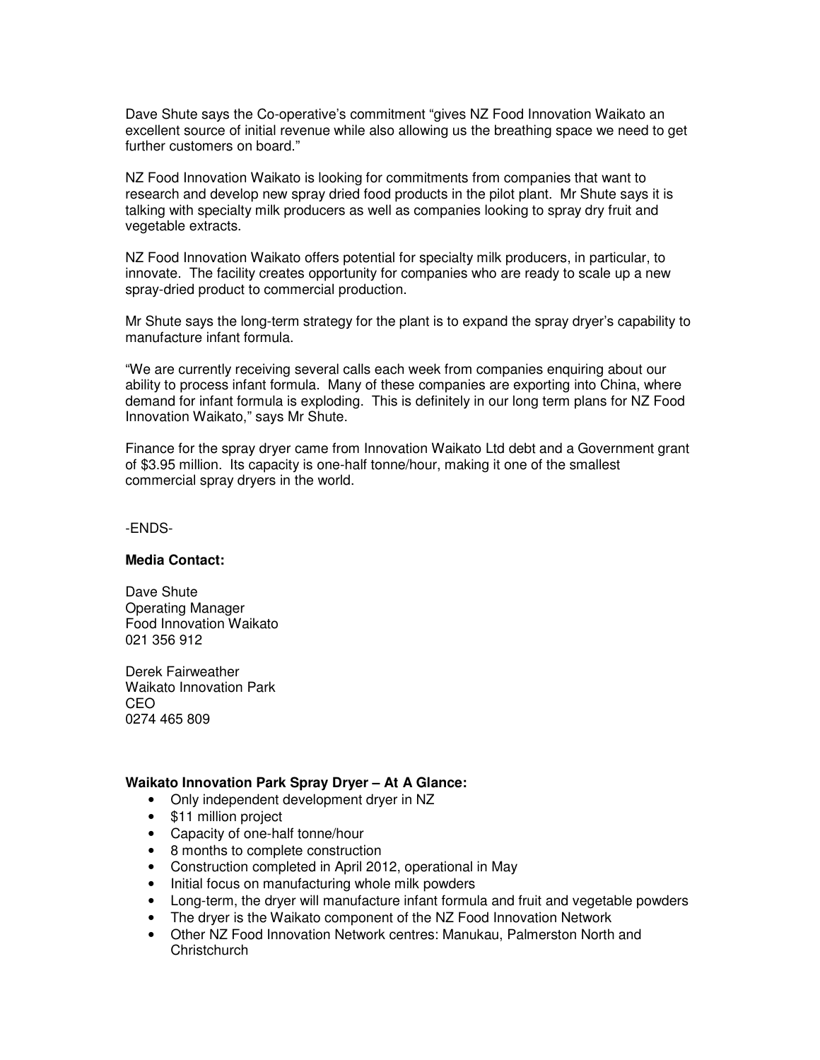Dave Shute says the Co-operative's commitment "gives NZ Food Innovation Waikato an excellent source of initial revenue while also allowing us the breathing space we need to get further customers on board."

NZ Food Innovation Waikato is looking for commitments from companies that want to research and develop new spray dried food products in the pilot plant. Mr Shute says it is talking with specialty milk producers as well as companies looking to spray dry fruit and vegetable extracts.

NZ Food Innovation Waikato offers potential for specialty milk producers, in particular, to innovate. The facility creates opportunity for companies who are ready to scale up a new spray-dried product to commercial production.

Mr Shute says the long-term strategy for the plant is to expand the spray dryer's capability to manufacture infant formula.

"We are currently receiving several calls each week from companies enquiring about our ability to process infant formula. Many of these companies are exporting into China, where demand for infant formula is exploding. This is definitely in our long term plans for NZ Food Innovation Waikato," says Mr Shute.

Finance for the spray dryer came from Innovation Waikato Ltd debt and a Government grant of $3.95 million. Its capacity is one-half tonne/hour, making it one of the smallest commercial spray dryers in the world.

-ENDS-

**Media Contact:**

Dave Shute
Operating Manager
Food Innovation Waikato
021 356 912

Derek Fairweather
Waikato Innovation Park
CEO
0274 465 809

**Waikato Innovation Park Spray Dryer – At A Glance:**

- Only independent development dryer in NZ
- $11 million project
- Capacity of one-half tonne/hour
- 8 months to complete construction
- Construction completed in April 2012, operational in May
- Initial focus on manufacturing whole milk powders
- Long-term, the dryer will manufacture infant formula and fruit and vegetable powders
- The dryer is the Waikato component of the NZ Food Innovation Network
- Other NZ Food Innovation Network centres: Manukau, Palmerston North and Christchurch